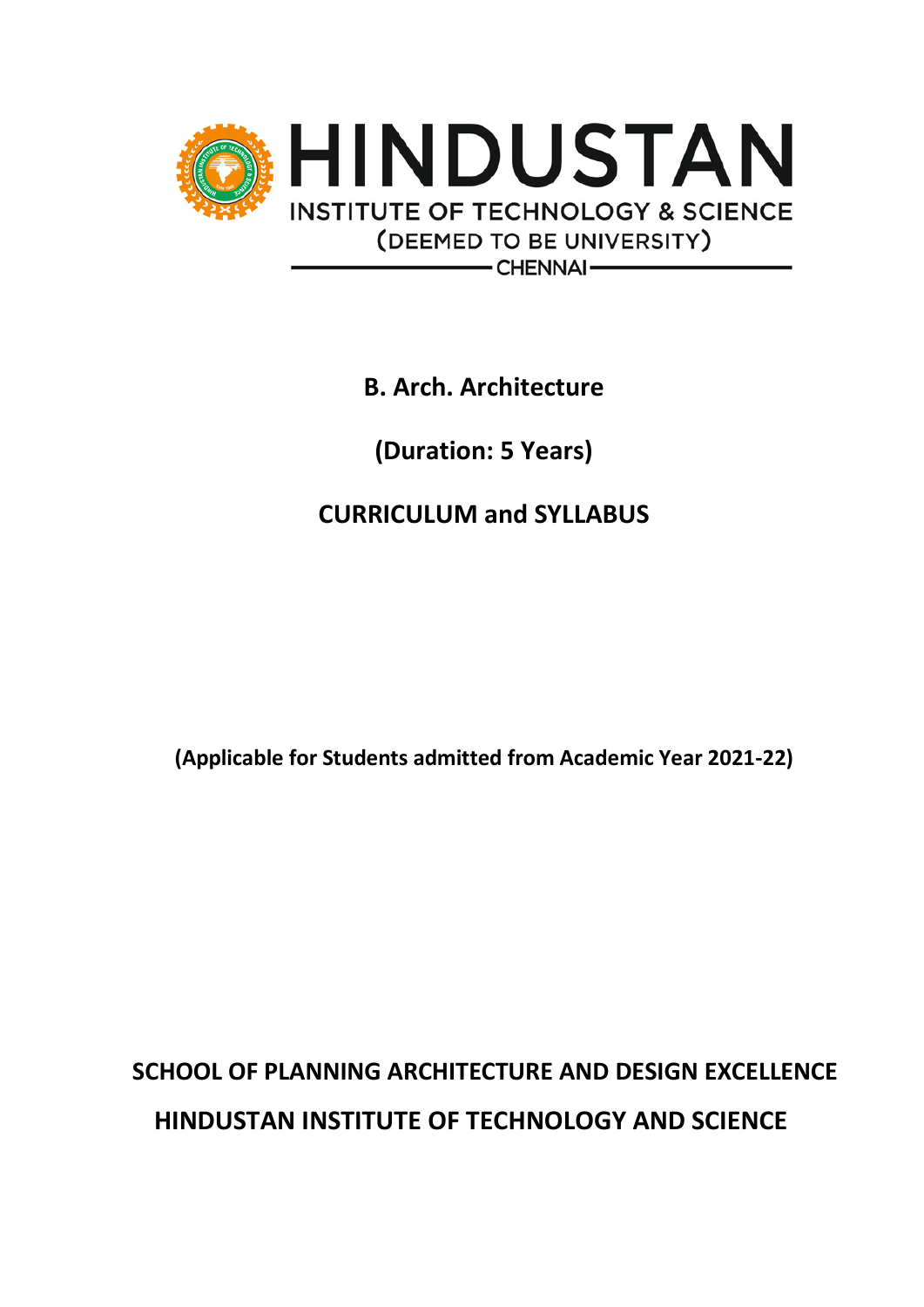HINDUSTAN

INSTITUTE OF TECHNOLOGY & SCIENCE

(DEEMED TO BE UNIVERSITY)

CHENNAI

# B. Arch. Architecture

## (Duration: 5 Years)

## CURRICULUM and SYLLABUS

**(Applicable for Students admitted from Academic Year 2021-22)**

**SCHOOL OF PLANNING ARCHITECTURE AND DESIGN EXCELLENCE**

**HINDUSTAN INSTITUTE OF TECHNOLOGY AND SCIENCE**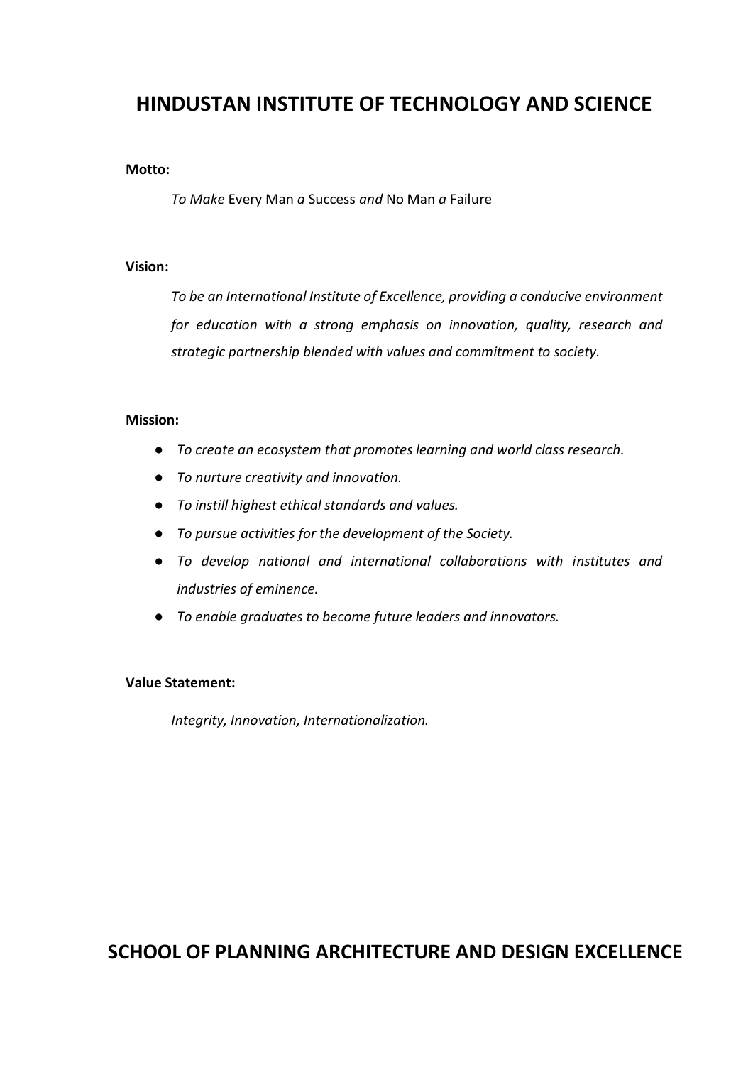# HINDUSTAN INSTITUTE OF TECHNOLOGY AND SCIENCE

**Motto:**

*To Make* Every Man *a* Success *and* No Man *a* Failure

**Vision:**

*To be an International Institute of Excellence, providing a conducive environment for education with a strong emphasis on innovation, quality, research and strategic partnership blended with values and commitment to society.*

**Mission:**

- *To create an ecosystem that promotes learning and world class research.*
- *To nurture creativity and innovation.*
- *To instill highest ethical standards and values.*
- *To pursue activities for the development of the Society.*
- *To develop national and international collaborations with institutes and industries of eminence.*
- *To enable graduates to become future leaders and innovators.*

**Value Statement:**

*Integrity, Innovation, Internationalization.*

# SCHOOL OF PLANNING ARCHITECTURE AND DESIGN EXCELLENCE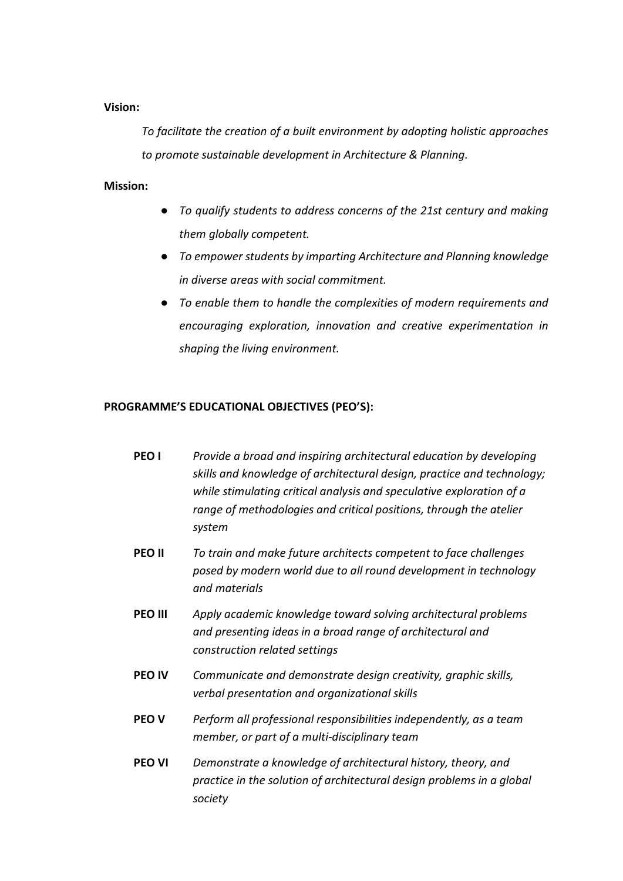**Vision:**

*To facilitate the creation of a built environment by adopting holistic approaches to promote sustainable development in Architecture & Planning.*

**Mission:**

- *To qualify students to address concerns of the 21st century and making them globally competent.*
- *To empower students by imparting Architecture and Planning knowledge in diverse areas with social commitment.*
- *To enable them to handle the complexities of modern requirements and encouraging exploration, innovation and creative experimentation in shaping the living environment.*

**PROGRAMME'S EDUCATIONAL OBJECTIVES (PEO'S):**

| | |
|---|---|
| **PEO I** | *Provide a broad and inspiring architectural education by developing skills and knowledge of architectural design, practice and technology; while stimulating critical analysis and speculative exploration of a range of methodologies and critical positions, through the atelier system* |
| **PEO II** | *To train and make future architects competent to face challenges posed by modern world due to all round development in technology and materials* |
| **PEO III** | *Apply academic knowledge toward solving architectural problems and presenting ideas in a broad range of architectural and construction related settings* |
| **PEO IV** | *Communicate and demonstrate design creativity, graphic skills, verbal presentation and organizational skills* |
| **PEO V** | *Perform all professional responsibilities independently, as a team member, or part of a multi-disciplinary team* |
| **PEO VI** | *Demonstrate a knowledge of architectural history, theory, and practice in the solution of architectural design problems in a global society* |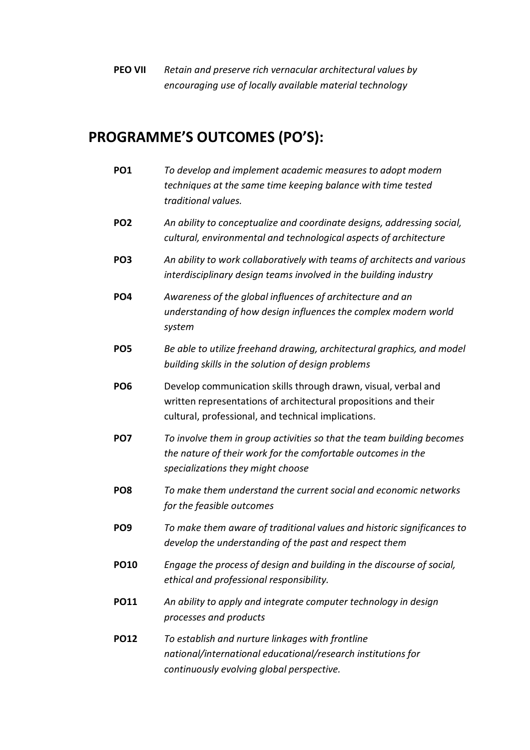**PEO VII** *Retain and preserve rich vernacular architectural values by encouraging use of locally available material technology*

## PROGRAMME'S OUTCOMES (PO'S):

**PO1** *To develop and implement academic measures to adopt modern techniques at the same time keeping balance with time tested traditional values.*

**PO2** *An ability to conceptualize and coordinate designs, addressing social, cultural, environmental and technological aspects of architecture*

**PO3** *An ability to work collaboratively with teams of architects and various interdisciplinary design teams involved in the building industry*

**PO4** *Awareness of the global influences of architecture and an understanding of how design influences the complex modern world system*

**PO5** *Be able to utilize freehand drawing, architectural graphics, and model building skills in the solution of design problems*

**PO6** Develop communication skills through drawn, visual, verbal and written representations of architectural propositions and their cultural, professional, and technical implications.

**PO7** *To involve them in group activities so that the team building becomes the nature of their work for the comfortable outcomes in the specializations they might choose*

**PO8** *To make them understand the current social and economic networks for the feasible outcomes*

**PO9** *To make them aware of traditional values and historic significances to develop the understanding of the past and respect them*

**PO10** *Engage the process of design and building in the discourse of social, ethical and professional responsibility.*

**PO11** *An ability to apply and integrate computer technology in design processes and products*

**PO12** *To establish and nurture linkages with frontline national/international educational/research institutions for continuously evolving global perspective.*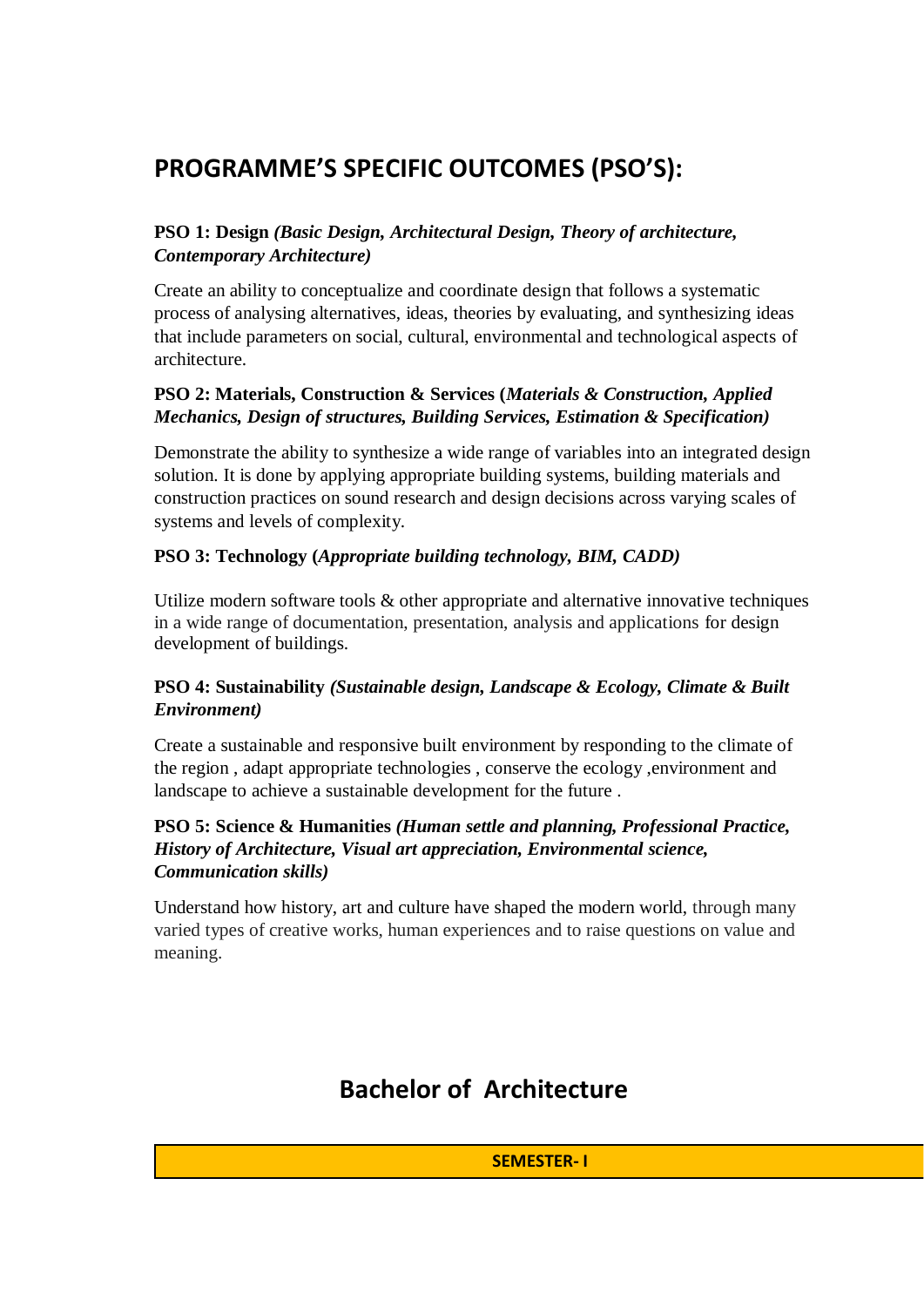## PROGRAMME'S SPECIFIC OUTCOMES (PSO'S):

**PSO 1: Design** ***(Basic Design, Architectural Design, Theory of architecture, Contemporary Architecture)***

Create an ability to conceptualize and coordinate design that follows a systematic process of analysing alternatives, ideas, theories by evaluating, and synthesizing ideas that include parameters on social, cultural, environmental and technological aspects of architecture.

**PSO 2: Materials, Construction & Services (*Materials & Construction, Applied Mechanics, Design of structures, Building Services, Estimation & Specification)***

Demonstrate the ability to synthesize a wide range of variables into an integrated design solution. It is done by applying appropriate building systems, building materials and construction practices on sound research and design decisions across varying scales of systems and levels of complexity.

**PSO 3: Technology (*Appropriate building technology, BIM, CADD)***

Utilize modern software tools & other appropriate and alternative innovative techniques in a wide range of documentation, presentation, analysis and applications for design development of buildings.

**PSO 4: Sustainability** ***(Sustainable design, Landscape & Ecology, Climate & Built Environment)***

Create a sustainable and responsive built environment by responding to the climate of the region , adapt appropriate technologies , conserve the ecology ,environment and landscape to achieve a sustainable development for the future .

**PSO 5: Science & Humanities** ***(Human settle and planning, Professional Practice, History of Architecture, Visual art appreciation, Environmental science, Communication skills)***

Understand how history, art and culture have shaped the modern world, through many varied types of creative works, human experiences and to raise questions on value and meaning.

## Bachelor of Architecture

**SEMESTER- I**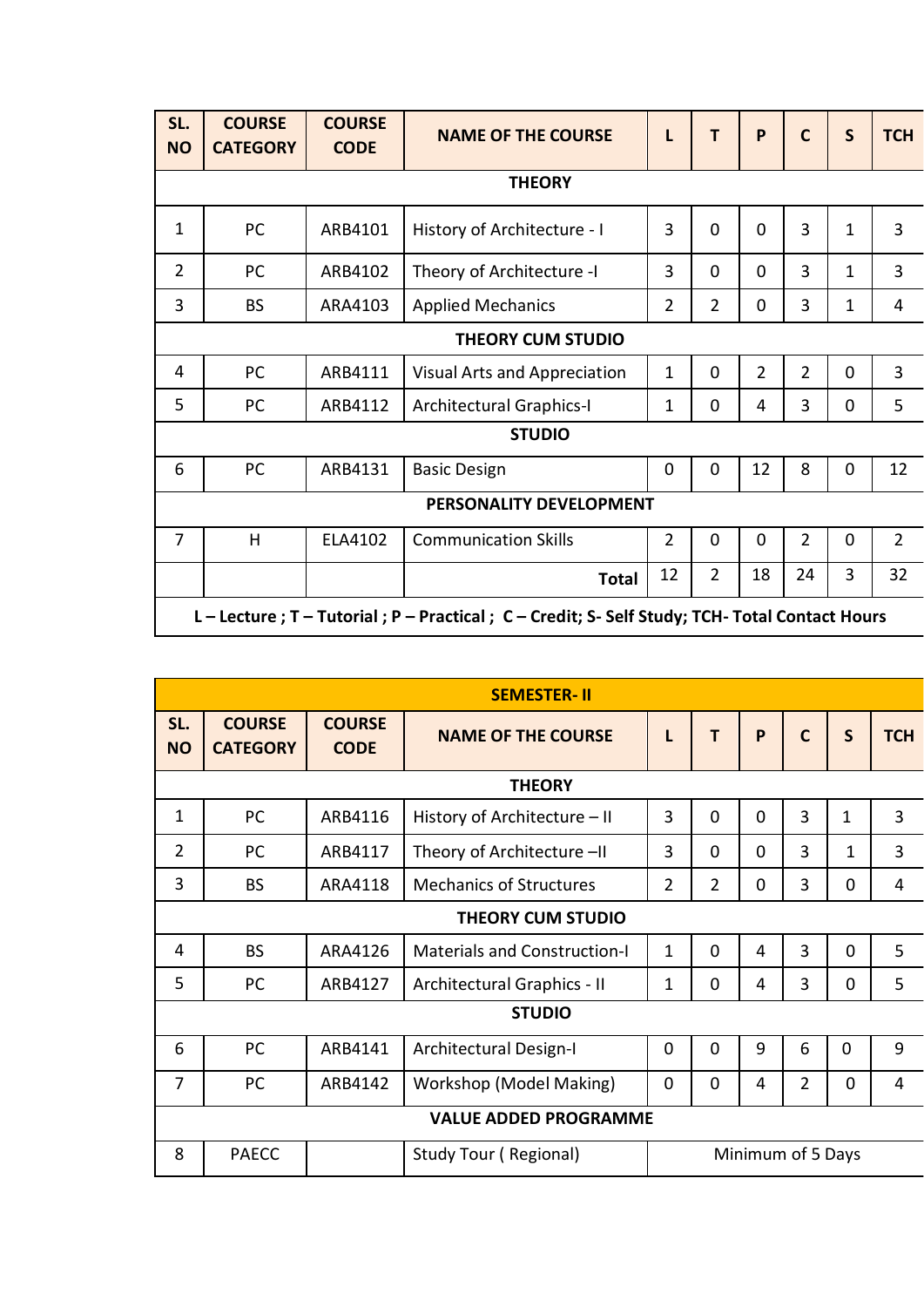| SL. NO | COURSE CATEGORY | COURSE CODE | NAME OF THE COURSE | L | T | P | C | S | TCH |
|---|---|---|---|---|---|---|---|---|---|
| **THEORY** | | | | | | | | | |
| 1 | PC | ARB4101 | History of Architecture - I | 3 | 0 | 0 | 3 | 1 | 3 |
| 2 | PC | ARB4102 | Theory of Architecture -I | 3 | 0 | 0 | 3 | 1 | 3 |
| 3 | BS | ARA4103 | Applied Mechanics | 2 | 2 | 0 | 3 | 1 | 4 |
| **THEORY CUM STUDIO** | | | | | | | | | |
| 4 | PC | ARB4111 | Visual Arts and Appreciation | 1 | 0 | 2 | 2 | 0 | 3 |
| 5 | PC | ARB4112 | Architectural Graphics-I | 1 | 0 | 4 | 3 | 0 | 5 |
| **STUDIO** | | | | | | | | | |
| 6 | PC | ARB4131 | Basic Design | 0 | 0 | 12 | 8 | 0 | 12 |
| **PERSONALITY DEVELOPMENT** | | | | | | | | | |
| 7 | H | ELA4102 | Communication Skills | 2 | 0 | 0 | 2 | 0 | 2 |
| | | | **Total** | 12 | 2 | 18 | 24 | 3 | 32 |
| **L – Lecture ; T – Tutorial ; P – Practical ; C – Credit; S- Self Study; TCH- Total Contact Hours** | | | | | | | | | |

| **SEMESTER- II** | | | | | | | | | |
|---|---|---|---|---|---|---|---|---|---|
| **SL. NO** | **COURSE CATEGORY** | **COURSE CODE** | **NAME OF THE COURSE** | **L** | **T** | **P** | **C** | **S** | **TCH** |
| **THEORY** | | | | | | | | | |
| 1 | PC | ARB4116 | History of Architecture – II | 3 | 0 | 0 | 3 | 1 | 3 |
| 2 | PC | ARB4117 | Theory of Architecture –II | 3 | 0 | 0 | 3 | 1 | 3 |
| 3 | BS | ARA4118 | Mechanics of Structures | 2 | 2 | 0 | 3 | 0 | 4 |
| **THEORY CUM STUDIO** | | | | | | | | | |
| 4 | BS | ARA4126 | Materials and Construction-I | 1 | 0 | 4 | 3 | 0 | 5 |
| 5 | PC | ARB4127 | Architectural Graphics - II | 1 | 0 | 4 | 3 | 0 | 5 |
| **STUDIO** | | | | | | | | | |
| 6 | PC | ARB4141 | Architectural Design-I | 0 | 0 | 9 | 6 | 0 | 9 |
| 7 | PC | ARB4142 | Workshop (Model Making) | 0 | 0 | 4 | 2 | 0 | 4 |
| **VALUE ADDED PROGRAMME** | | | | | | | | | |
| 8 | PAECC | | Study Tour ( Regional) | Minimum of 5 Days | | | | | |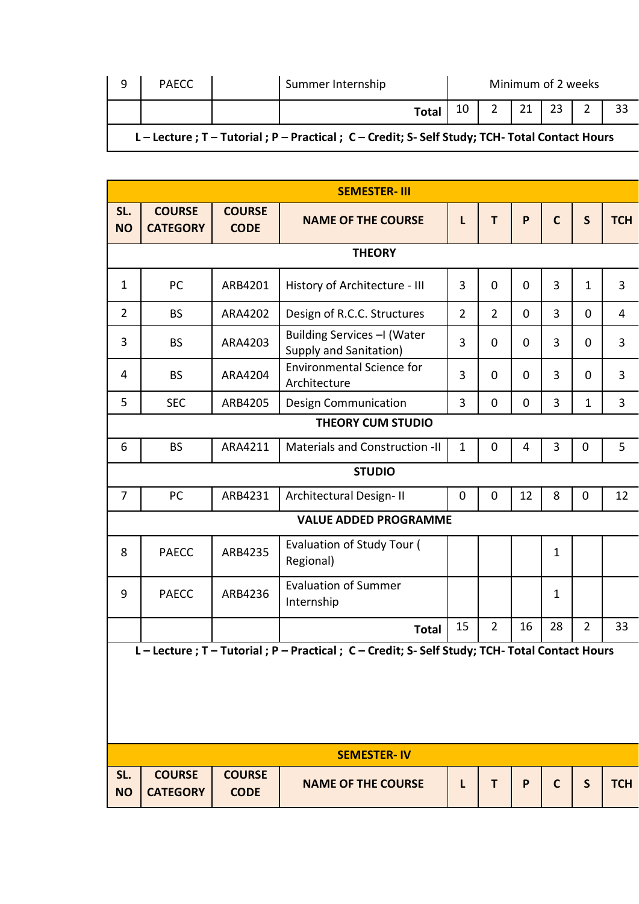| 9 | PAECC | | Summer Internship | Minimum of 2 weeks | | | | | |
|---|---|---|---|---|---|---|---|---|---|
| | | | **Total** | 10 | 2 | 21 | 23 | 2 | 33 |

**L – Lecture ; T – Tutorial ; P – Practical ; C – Credit; S- Self Study; TCH- Total Contact Hours**

| **SEMESTER- III** | | | | | | | | | |
|---|---|---|---|---|---|---|---|---|---|
| **SL. NO** | **COURSE CATEGORY** | **COURSE CODE** | **NAME OF THE COURSE** | **L** | **T** | **P** | **C** | **S** | **TCH** |
| **THEORY** | | | | | | | | | |
| 1 | PC | ARB4201 | History of Architecture - III | 3 | 0 | 0 | 3 | 1 | 3 |
| 2 | BS | ARA4202 | Design of R.C.C. Structures | 2 | 2 | 0 | 3 | 0 | 4 |
| 3 | BS | ARA4203 | Building Services –I (Water Supply and Sanitation) | 3 | 0 | 0 | 3 | 0 | 3 |
| 4 | BS | ARA4204 | Environmental Science for Architecture | 3 | 0 | 0 | 3 | 0 | 3 |
| 5 | SEC | ARB4205 | Design Communication | 3 | 0 | 0 | 3 | 1 | 3 |
| **THEORY CUM STUDIO** | | | | | | | | | |
| 6 | BS | ARA4211 | Materials and Construction -II | 1 | 0 | 4 | 3 | 0 | 5 |
| **STUDIO** | | | | | | | | | |
| 7 | PC | ARB4231 | Architectural Design- II | 0 | 0 | 12 | 8 | 0 | 12 |
| **VALUE ADDED PROGRAMME** | | | | | | | | | |
| 8 | PAECC | ARB4235 | Evaluation of Study Tour ( Regional) | | | | 1 | | |
| 9 | PAECC | ARB4236 | Evaluation of Summer Internship | | | | 1 | | |
| | | | **Total** | 15 | 2 | 16 | 28 | 2 | 33 |

**L – Lecture ; T – Tutorial ; P – Practical ; C – Credit; S- Self Study; TCH- Total Contact Hours**

| **SEMESTER- IV** | | | | | | | | | |
|---|---|---|---|---|---|---|---|---|---|
| **SL. NO** | **COURSE CATEGORY** | **COURSE CODE** | **NAME OF THE COURSE** | **L** | **T** | **P** | **C** | **S** | **TCH** |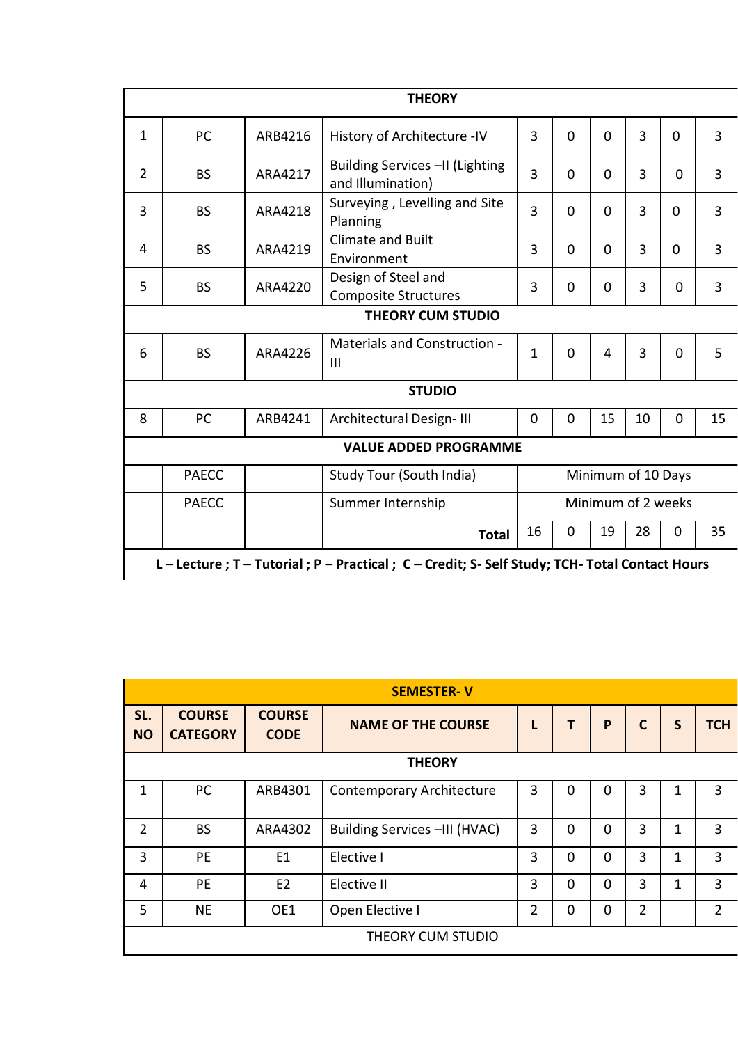| | | | THEORY | | | | | | |
|---|---|---|---|---|---|---|---|---|---|
| 1 | PC | ARB4216 | History of Architecture -IV | 3 | 0 | 0 | 3 | 0 | 3 |
| 2 | BS | ARA4217 | Building Services –II (Lighting and Illumination) | 3 | 0 | 0 | 3 | 0 | 3 |
| 3 | BS | ARA4218 | Surveying , Levelling and Site Planning | 3 | 0 | 0 | 3 | 0 | 3 |
| 4 | BS | ARA4219 | Climate and Built Environment | 3 | 0 | 0 | 3 | 0 | 3 |
| 5 | BS | ARA4220 | Design of Steel and Composite Structures | 3 | 0 | 0 | 3 | 0 | 3 |
| | | | **THEORY CUM STUDIO** | | | | | | |
| 6 | BS | ARA4226 | Materials and Construction - III | 1 | 0 | 4 | 3 | 0 | 5 |
| | | | **STUDIO** | | | | | | |
| 8 | PC | ARB4241 | Architectural Design- III | 0 | 0 | 15 | 10 | 0 | 15 |
| | | | **VALUE ADDED PROGRAMME** | | | | | | |
| | PAECC | | Study Tour (South India) | Minimum of 10 Days | | | | | |
| | PAECC | | Summer Internship | Minimum of 2 weeks | | | | | |
| | | | **Total** | 16 | 0 | 19 | 28 | 0 | 35 |

**L – Lecture ; T – Tutorial ; P – Practical ; C – Credit; S- Self Study; TCH- Total Contact Hours**

| | | | **SEMESTER- V** | | | | | | |
|---|---|---|---|---|---|---|---|---|---|
| **SL. NO** | **COURSE CATEGORY** | **COURSE CODE** | **NAME OF THE COURSE** | **L** | **T** | **P** | **C** | **S** | **TCH** |
| | | | **THEORY** | | | | | | |
| 1 | PC | ARB4301 | Contemporary Architecture | 3 | 0 | 0 | 3 | 1 | 3 |
| 2 | BS | ARA4302 | Building Services –III (HVAC) | 3 | 0 | 0 | 3 | 1 | 3 |
| 3 | PE | E1 | Elective I | 3 | 0 | 0 | 3 | 1 | 3 |
| 4 | PE | E2 | Elective II | 3 | 0 | 0 | 3 | 1 | 3 |
| 5 | NE | OE1 | Open Elective I | 2 | 0 | 0 | 2 | | 2 |
| | | | THEORY CUM STUDIO | | | | | | |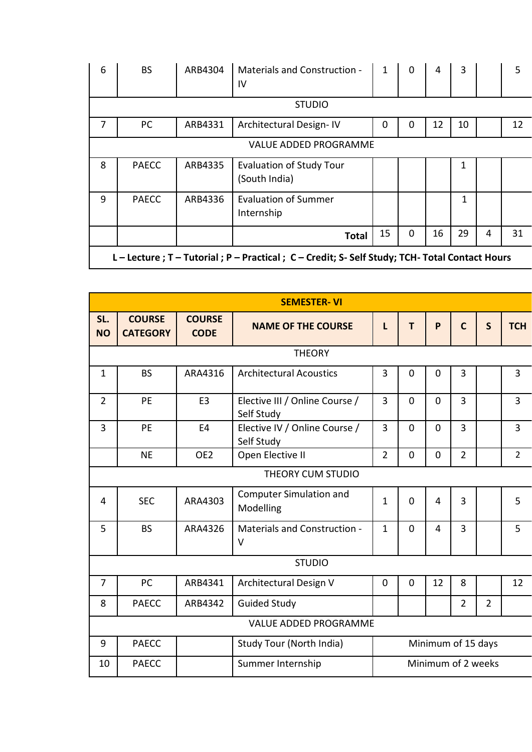| 6 | BS | ARB4304 | Materials and Construction - IV | 1 | 0 | 4 | 3 | | 5 |
|---|---|---|---|---|---|---|---|---|---|
| STUDIO | | | | | | | | | |
| 7 | PC | ARB4331 | Architectural Design- IV | 0 | 0 | 12 | 10 | | 12 |
| VALUE ADDED PROGRAMME | | | | | | | | | |
| 8 | PAECC | ARB4335 | Evaluation of Study Tour (South India) | | | | 1 | | |
| 9 | PAECC | ARB4336 | Evaluation of Summer Internship | | | | 1 | | |
| | | | **Total** | 15 | 0 | 16 | 29 | 4 | 31 |
| **L – Lecture ; T – Tutorial ; P – Practical ; C – Credit; S- Self Study; TCH- Total Contact Hours** | | | | | | | | | |

| **SEMESTER- VI** | | | | | | | | | |
|---|---|---|---|---|---|---|---|---|---|
| **SL. NO** | **COURSE CATEGORY** | **COURSE CODE** | **NAME OF THE COURSE** | **L** | **T** | **P** | **C** | **S** | **TCH** |
| THEORY | | | | | | | | | |
| 1 | BS | ARA4316 | Architectural Acoustics | 3 | 0 | 0 | 3 | | 3 |
| 2 | PE | E3 | Elective III / Online Course / Self Study | 3 | 0 | 0 | 3 | | 3 |
| 3 | PE | E4 | Elective IV / Online Course / Self Study | 3 | 0 | 0 | 3 | | 3 |
| | NE | OE2 | Open Elective II | 2 | 0 | 0 | 2 | | 2 |
| THEORY CUM STUDIO | | | | | | | | | |
| 4 | SEC | ARA4303 | Computer Simulation and Modelling | 1 | 0 | 4 | 3 | | 5 |
| 5 | BS | ARA4326 | Materials and Construction - V | 1 | 0 | 4 | 3 | | 5 |
| STUDIO | | | | | | | | | |
| 7 | PC | ARB4341 | Architectural Design V | 0 | 0 | 12 | 8 | | 12 |
| 8 | PAECC | ARB4342 | Guided Study | | | | 2 | 2 | |
| VALUE ADDED PROGRAMME | | | | | | | | | |
| 9 | PAECC | | Study Tour (North India) | Minimum of 15 days | | | | | |
| 10 | PAECC | | Summer Internship | Minimum of 2 weeks | | | | | |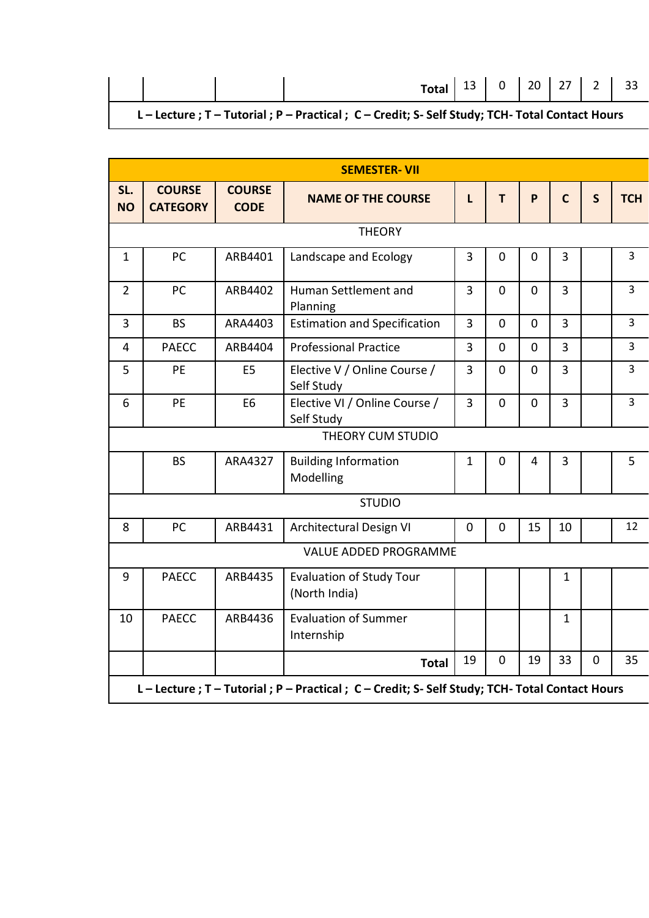| | | | Total | 13 | 0 | 20 | 27 | 2 | 33 |
|---|---|---|---|---|---|---|---|---|---|
| **L – Lecture ; T – Tutorial ; P – Practical ; C – Credit; S- Self Study; TCH- Total Contact Hours** | | | | | | | | | |

| **SEMESTER- VII** | | | | | | | | | |
|---|---|---|---|---|---|---|---|---|---|
| **SL. NO** | **COURSE CATEGORY** | **COURSE CODE** | **NAME OF THE COURSE** | **L** | **T** | **P** | **C** | **S** | **TCH** |
| THEORY | | | | | | | | | |
| 1 | PC | ARB4401 | Landscape and Ecology | 3 | 0 | 0 | 3 | | 3 |
| 2 | PC | ARB4402 | Human Settlement and Planning | 3 | 0 | 0 | 3 | | 3 |
| 3 | BS | ARA4403 | Estimation and Specification | 3 | 0 | 0 | 3 | | 3 |
| 4 | PAECC | ARB4404 | Professional Practice | 3 | 0 | 0 | 3 | | 3 |
| 5 | PE | E5 | Elective V / Online Course / Self Study | 3 | 0 | 0 | 3 | | 3 |
| 6 | PE | E6 | Elective VI / Online Course / Self Study | 3 | 0 | 0 | 3 | | 3 |
| THEORY CUM STUDIO | | | | | | | | | |
| | BS | ARA4327 | Building Information Modelling | 1 | 0 | 4 | 3 | | 5 |
| STUDIO | | | | | | | | | |
| 8 | PC | ARB4431 | Architectural Design VI | 0 | 0 | 15 | 10 | | 12 |
| VALUE ADDED PROGRAMME | | | | | | | | | |
| 9 | PAECC | ARB4435 | Evaluation of Study Tour (North India) | | | | 1 | | |
| 10 | PAECC | ARB4436 | Evaluation of Summer Internship | | | | 1 | | |
| | | | **Total** | 19 | 0 | 19 | 33 | 0 | 35 |
| **L – Lecture ; T – Tutorial ; P – Practical ; C – Credit; S- Self Study; TCH- Total Contact Hours** | | | | | | | | | |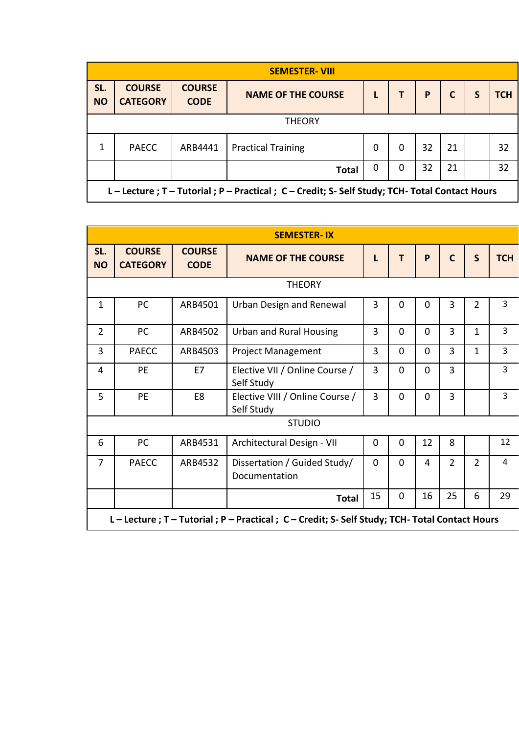| SEMESTER- VIII | | | | | | | | | |
|---|---|---|---|---|---|---|---|---|---|
| SL. NO | COURSE CATEGORY | COURSE CODE | NAME OF THE COURSE | L | T | P | C | S | TCH |
| THEORY | | | | | | | | | |
| 1 | PAECC | ARB4441 | Practical Training | 0 | 0 | 32 | 21 | | 32 |
| | | | **Total** | 0 | 0 | 32 | 21 | | 32 |

**L – Lecture ; T – Tutorial ; P – Practical ; C – Credit; S- Self Study; TCH- Total Contact Hours**

| SEMESTER- IX | | | | | | | | | |
|---|---|---|---|---|---|---|---|---|---|
| SL. NO | COURSE CATEGORY | COURSE CODE | NAME OF THE COURSE | L | T | P | C | S | TCH |
| THEORY | | | | | | | | | |
| 1 | PC | ARB4501 | Urban Design and Renewal | 3 | 0 | 0 | 3 | 2 | 3 |
| 2 | PC | ARB4502 | Urban and Rural Housing | 3 | 0 | 0 | 3 | 1 | 3 |
| 3 | PAECC | ARB4503 | Project Management | 3 | 0 | 0 | 3 | 1 | 3 |
| 4 | PE | E7 | Elective VII / Online Course / Self Study | 3 | 0 | 0 | 3 | | 3 |
| 5 | PE | E8 | Elective VIII / Online Course / Self Study | 3 | 0 | 0 | 3 | | 3 |
| STUDIO | | | | | | | | | |
| 6 | PC | ARB4531 | Architectural Design - VII | 0 | 0 | 12 | 8 | | 12 |
| 7 | PAECC | ARB4532 | Dissertation / Guided Study/ Documentation | 0 | 0 | 4 | 2 | 2 | 4 |
| | | | **Total** | 15 | 0 | 16 | 25 | 6 | 29 |

**L – Lecture ; T – Tutorial ; P – Practical ; C – Credit; S- Self Study; TCH- Total Contact Hours**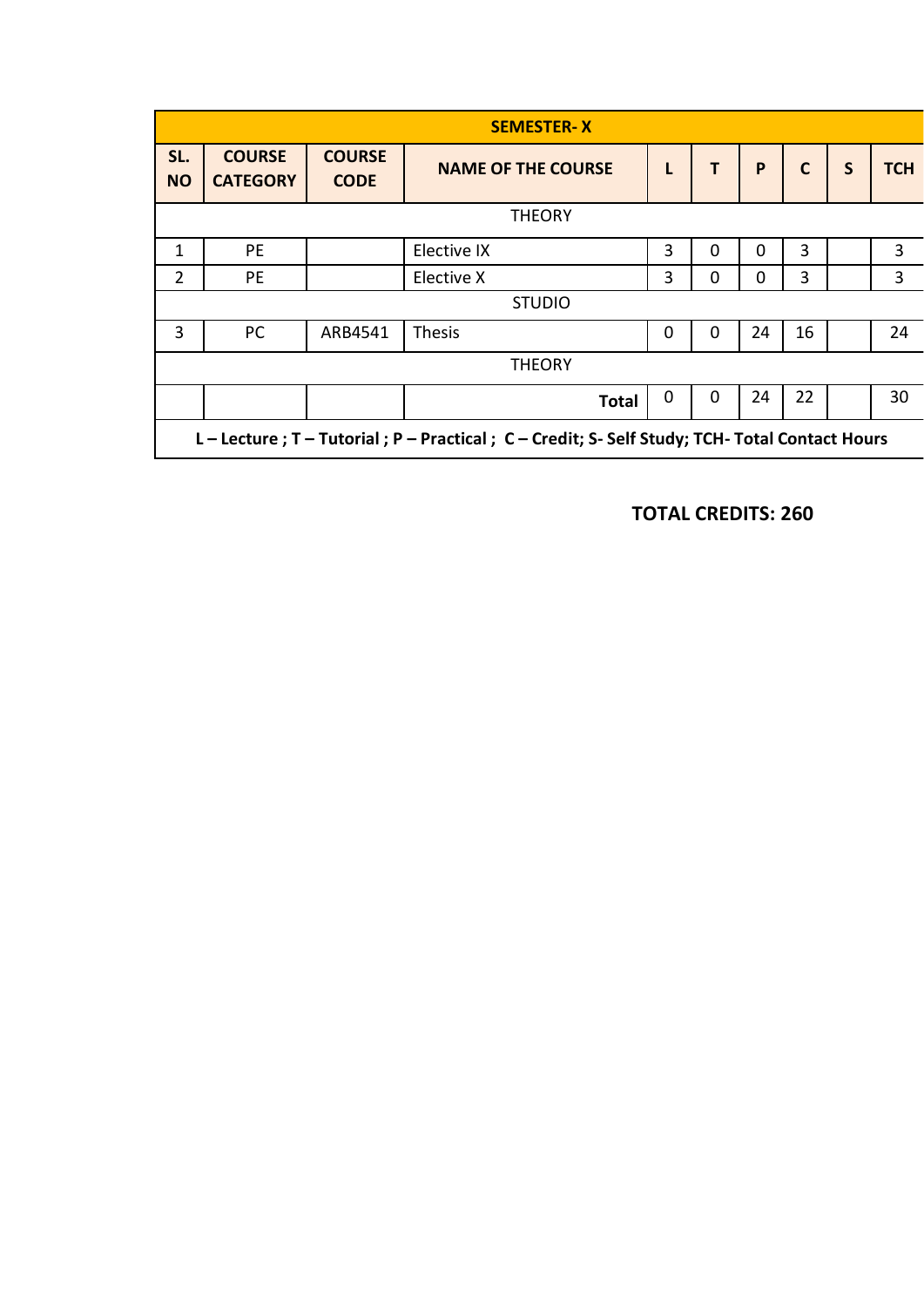| SEMESTER- X | | | | | | | | | |
|---|---|---|---|---|---|---|---|---|---|
| **SL. NO** | **COURSE CATEGORY** | **COURSE CODE** | **NAME OF THE COURSE** | **L** | **T** | **P** | **C** | **S** | **TCH** |
| THEORY | | | | | | | | | |
| 1 | PE | | Elective IX | 3 | 0 | 0 | 3 | | 3 |
| 2 | PE | | Elective X | 3 | 0 | 0 | 3 | | 3 |
| STUDIO | | | | | | | | | |
| 3 | PC | ARB4541 | Thesis | 0 | 0 | 24 | 16 | | 24 |
| THEORY | | | | | | | | | |
| | | | **Total** | 0 | 0 | 24 | 22 | | 30 |
| **L – Lecture ; T – Tutorial ; P – Practical ; C – Credit; S- Self Study; TCH- Total Contact Hours** | | | | | | | | | |

**TOTAL CREDITS: 260**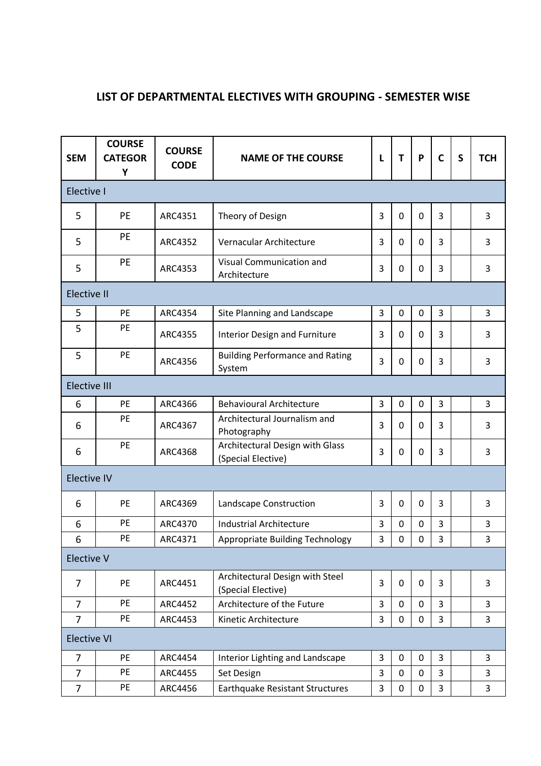## LIST OF DEPARTMENTAL ELECTIVES WITH GROUPING - SEMESTER WISE

| SEM | COURSE CATEGORY | COURSE CODE | NAME OF THE COURSE | L | T | P | C | S | TCH |
|---|---|---|---|---|---|---|---|---|---|
| Elective I | | | | | | | | | |
| 5 | PE | ARC4351 | Theory of Design | 3 | 0 | 0 | 3 | | 3 |
| 5 | PE | ARC4352 | Vernacular Architecture | 3 | 0 | 0 | 3 | | 3 |
| 5 | PE | ARC4353 | Visual Communication and Architecture | 3 | 0 | 0 | 3 | | 3 |
| Elective II | | | | | | | | | |
| 5 | PE | ARC4354 | Site Planning and Landscape | 3 | 0 | 0 | 3 | | 3 |
| 5 | PE | ARC4355 | Interior Design and Furniture | 3 | 0 | 0 | 3 | | 3 |
| 5 | PE | ARC4356 | Building Performance and Rating System | 3 | 0 | 0 | 3 | | 3 |
| Elective III | | | | | | | | | |
| 6 | PE | ARC4366 | Behavioural Architecture | 3 | 0 | 0 | 3 | | 3 |
| 6 | PE | ARC4367 | Architectural Journalism and Photography | 3 | 0 | 0 | 3 | | 3 |
| 6 | PE | ARC4368 | Architectural Design with Glass (Special Elective) | 3 | 0 | 0 | 3 | | 3 |
| Elective IV | | | | | | | | | |
| 6 | PE | ARC4369 | Landscape Construction | 3 | 0 | 0 | 3 | | 3 |
| 6 | PE | ARC4370 | Industrial Architecture | 3 | 0 | 0 | 3 | | 3 |
| 6 | PE | ARC4371 | Appropriate Building Technology | 3 | 0 | 0 | 3 | | 3 |
| Elective V | | | | | | | | | |
| 7 | PE | ARC4451 | Architectural Design with Steel (Special Elective) | 3 | 0 | 0 | 3 | | 3 |
| 7 | PE | ARC4452 | Architecture of the Future | 3 | 0 | 0 | 3 | | 3 |
| 7 | PE | ARC4453 | Kinetic Architecture | 3 | 0 | 0 | 3 | | 3 |
| Elective VI | | | | | | | | | |
| 7 | PE | ARC4454 | Interior Lighting and Landscape | 3 | 0 | 0 | 3 | | 3 |
| 7 | PE | ARC4455 | Set Design | 3 | 0 | 0 | 3 | | 3 |
| 7 | PE | ARC4456 | Earthquake Resistant Structures | 3 | 0 | 0 | 3 | | 3 |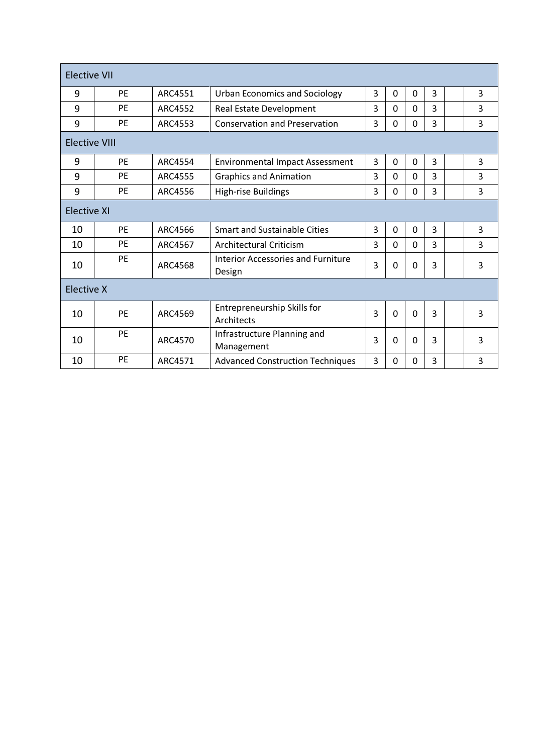| Elective VII | | | | | | | | | |
|---|---|---|---|---|---|---|---|---|---|
| 9 | PE | ARC4551 | Urban Economics and Sociology | 3 | 0 | 0 | 3 | | 3 |
| 9 | PE | ARC4552 | Real Estate Development | 3 | 0 | 0 | 3 | | 3 |
| 9 | PE | ARC4553 | Conservation and Preservation | 3 | 0 | 0 | 3 | | 3 |
| **Elective VIII** | | | | | | | | | |
| 9 | PE | ARC4554 | Environmental Impact Assessment | 3 | 0 | 0 | 3 | | 3 |
| 9 | PE | ARC4555 | Graphics and Animation | 3 | 0 | 0 | 3 | | 3 |
| 9 | PE | ARC4556 | High-rise Buildings | 3 | 0 | 0 | 3 | | 3 |
| **Elective XI** | | | | | | | | | |
| 10 | PE | ARC4566 | Smart and Sustainable Cities | 3 | 0 | 0 | 3 | | 3 |
| 10 | PE | ARC4567 | Architectural Criticism | 3 | 0 | 0 | 3 | | 3 |
| 10 | PE | ARC4568 | Interior Accessories and Furniture Design | 3 | 0 | 0 | 3 | | 3 |
| **Elective X** | | | | | | | | | |
| 10 | PE | ARC4569 | Entrepreneurship Skills for Architects | 3 | 0 | 0 | 3 | | 3 |
| 10 | PE | ARC4570 | Infrastructure Planning and Management | 3 | 0 | 0 | 3 | | 3 |
| 10 | PE | ARC4571 | Advanced Construction Techniques | 3 | 0 | 0 | 3 | | 3 |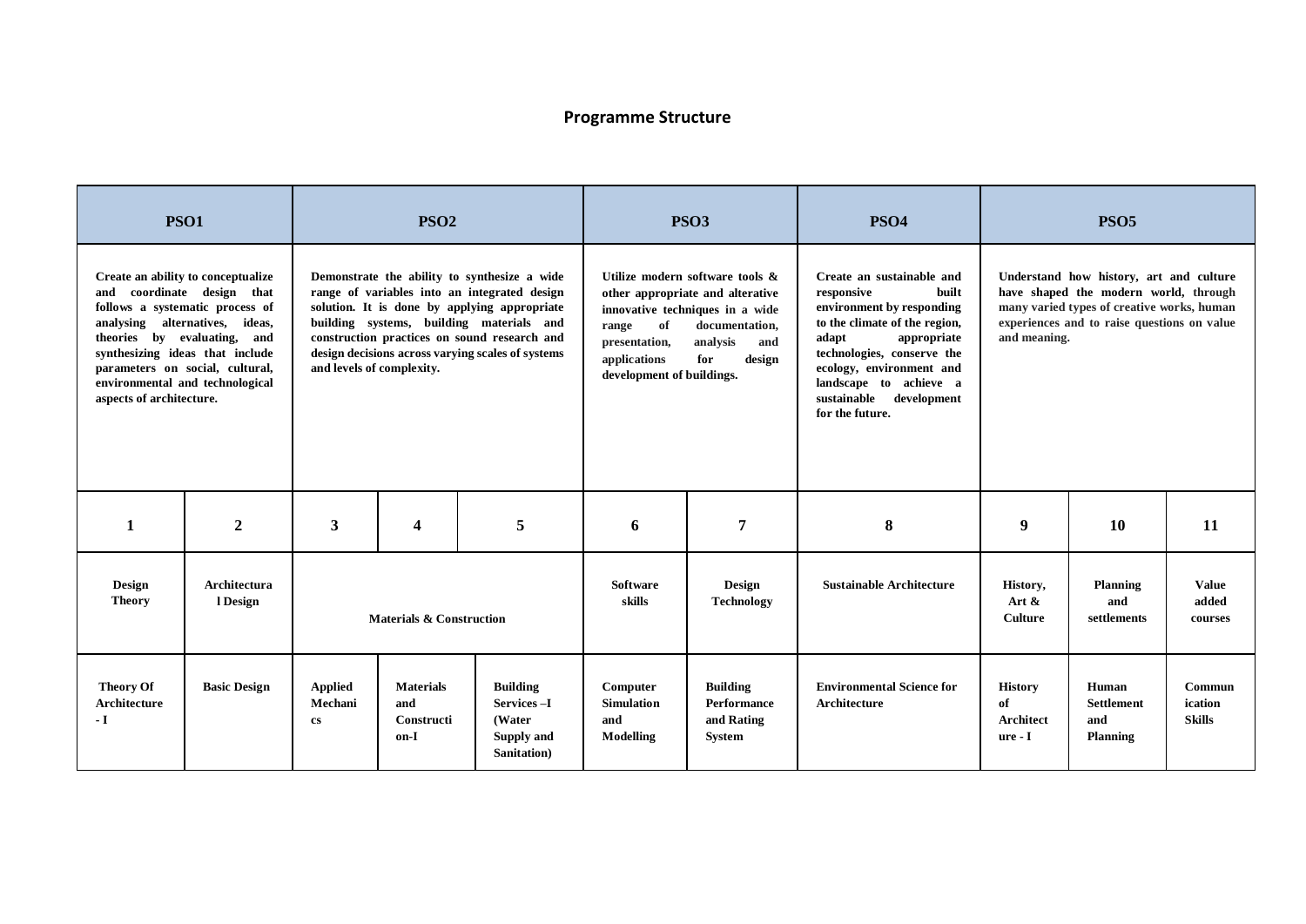## Programme Structure

| PSO1 | | PSO2 | | | PSO3 | | PSO4 | PSO5 | | |
|---|---|---|---|---|---|---|---|---|---|---|
| Create an ability to conceptualize and coordinate design that follows a systematic process of analysing alternatives, ideas, theories by evaluating, and synthesizing ideas that include parameters on social, cultural, environmental and technological aspects of architecture. | | Demonstrate the ability to synthesize a wide range of variables into an integrated design solution. It is done by applying appropriate building systems, building materials and construction practices on sound research and design decisions across varying scales of systems and levels of complexity. | | | Utilize modern software tools & other appropriate and alterative innovative techniques in a wide range of documentation, presentation, analysis and applications for design development of buildings. | | Create an sustainable and responsive built environment by responding to the climate of the region, adapt appropriate technologies, conserve the ecology, environment and landscape to achieve a sustainable development for the future. | Understand how history, art and culture have shaped the modern world, through many varied types of creative works, human experiences and to raise questions on value and meaning. | | |
| **1** | **2** | **3** | **4** | **5** | **6** | **7** | **8** | **9** | **10** | **11** |
| **Design Theory** | **Architectural Design** | **Materials & Construction** | | | **Software skills** | **Design Technology** | **Sustainable Architecture** | **History, Art & Culture** | **Planning and settlements** | **Value added courses** |
| **Theory Of Architecture - I** | **Basic Design** | **Applied Mechanics** | **Materials and Construction-I** | **Building Services –I (Water Supply and Sanitation)** | **Computer Simulation and Modelling** | **Building Performance and Rating System** | **Environmental Science for Architecture** | **History of Architecture - I** | **Human Settlement and Planning** | **Communication Skills** |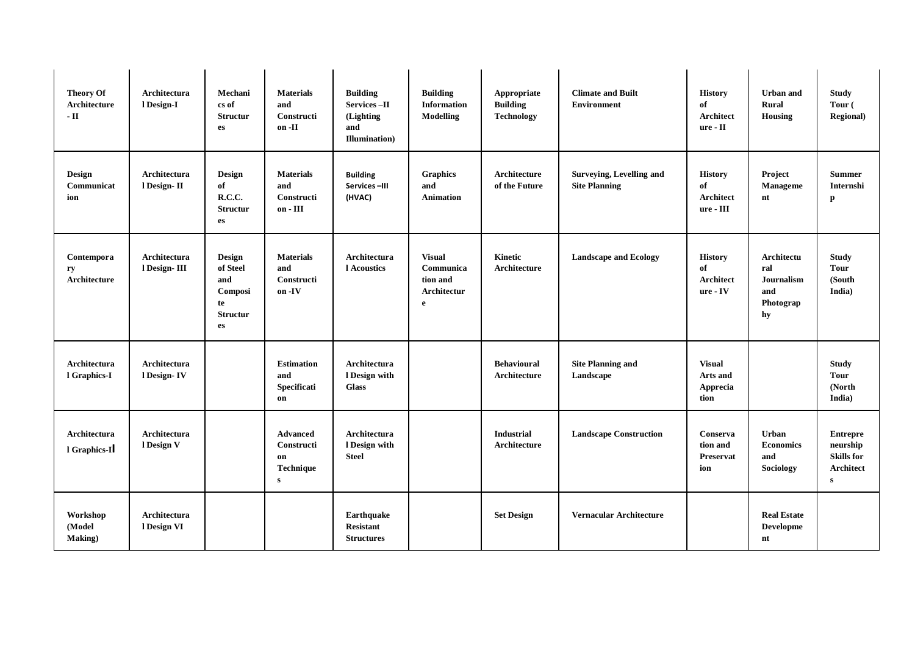| Theory Of Architecture - II | Architectural Design-I | Mechanics of Structures | Materials and Construction -II | Building Services –II (Lighting and Illumination) | Building Information Modelling | Appropriate Building Technology | Climate and Built Environment | History of Architecture - II | Urban and Rural Housing | Study Tour ( Regional) |
|---|---|---|---|---|---|---|---|---|---|---|
| Design Communication | Architectural Design- II | Design of R.C.C. Structures | Materials and Construction - III | Building Services –III (HVAC) | Graphics and Animation | Architecture of the Future | Surveying, Levelling and Site Planning | History of Architecture - III | Project Management | Summer Internship |
| Contemporary Architecture | Architectural Design- III | Design of Steel and Composite Structures | Materials and Construction -IV | Architectural Acoustics | Visual Communication and Architecture | Kinetic Architecture | Landscape and Ecology | History of Architecture - IV | Architectural Journalism and Photography | Study Tour (South India) |
| Architectural Graphics-I | Architectural Design- IV | | Estimation and Specification | Architectural Design with Glass | | Behavioural Architecture | Site Planning and Landscape | Visual Arts and Appreciation | | Study Tour (North India) |
| Architectural Graphics-II | Architectural Design V | | Advanced Construction Techniques | Architectural Design with Steel | | Industrial Architecture | Landscape Construction | Conservation and Preservation | Urban Economics and Sociology | Entrepreneurship Skills for Architects |
| Workshop (Model Making) | Architectural Design VI | | | Earthquake Resistant Structures | | Set Design | Vernacular Architecture | | Real Estate Development | |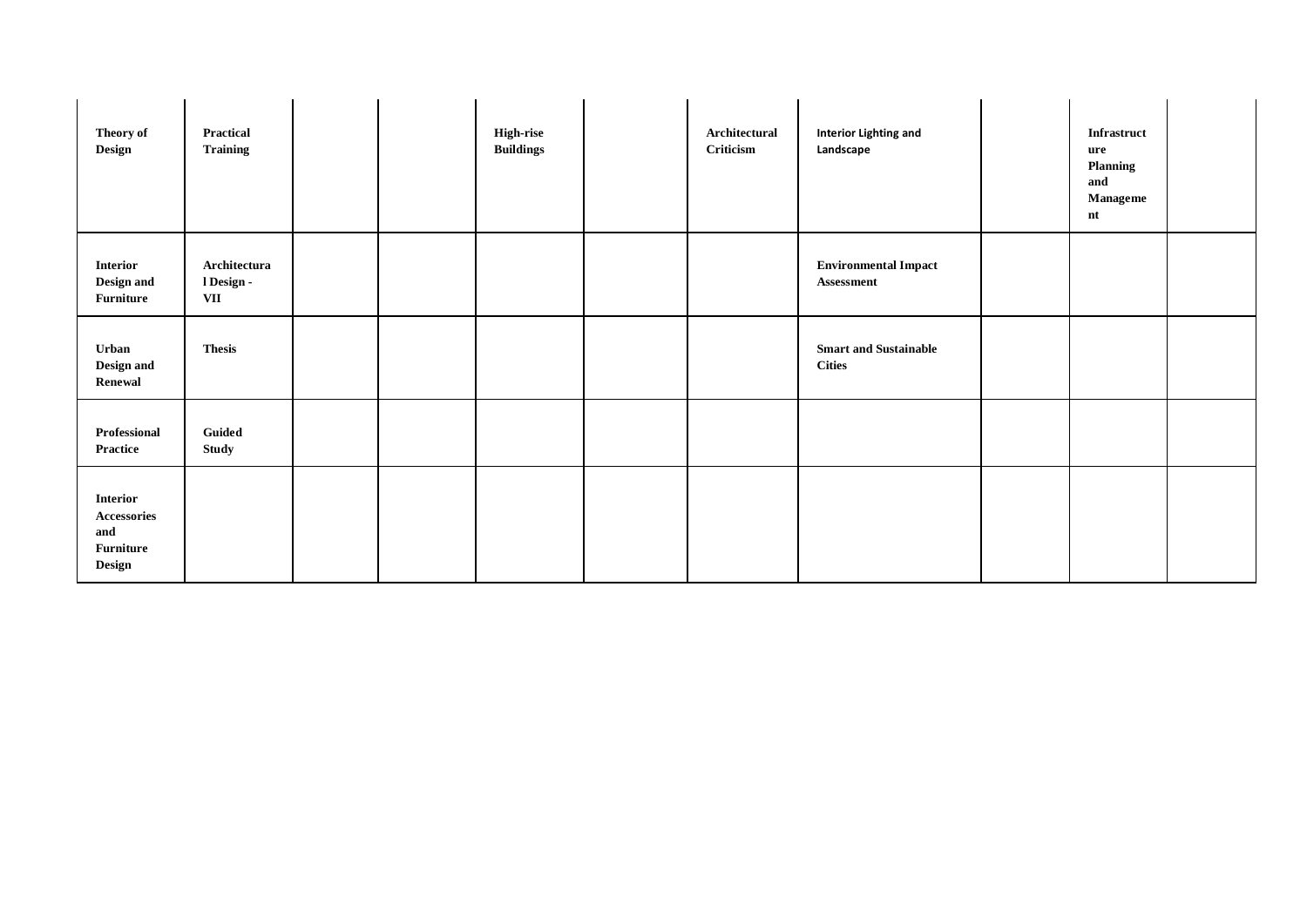| | | | | | | | | | | |
|---|---|---|---|---|---|---|---|---|---|---|
| **Theory of Design** | **Practical Training** | | | **High-rise Buildings** | | **Architectural Criticism** | **Interior Lighting and Landscape** | | **Infrastructure Planning and Management** | |
| **Interior Design and Furniture** | **Architectural Design - VII** | | | | | | **Environmental Impact Assessment** | | | |
| **Urban Design and Renewal** | **Thesis** | | | | | | **Smart and Sustainable Cities** | | | |
| **Professional Practice** | **Guided Study** | | | | | | | | | |
| **Interior Accessories and Furniture Design** | | | | | | | | | | |